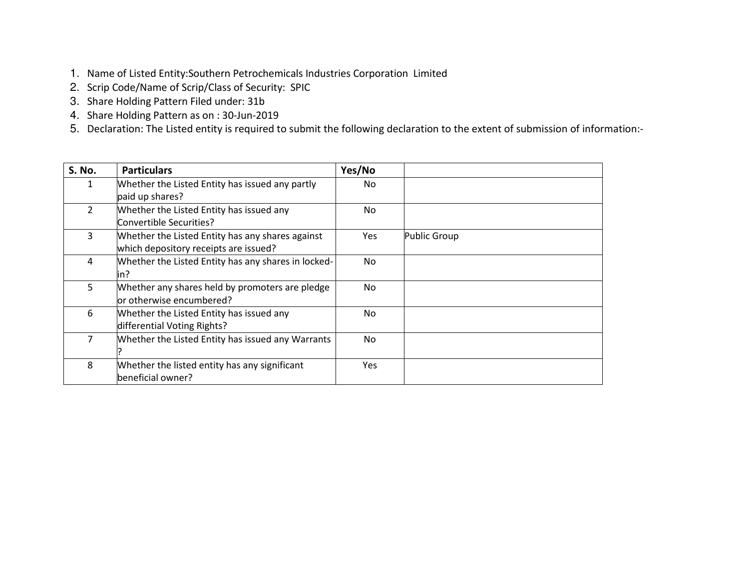1. Name of Listed Entity:Southern Petrochemicals Industries Corporation Limited
2. Scrip Code/Name of Scrip/Class of Security: SPIC
3. Share Holding Pattern Filed under: 31b
4. Share Holding Pattern as on : 30-Jun-2019
5. Declaration: The Listed entity is required to submit the following declaration to the extent of submission of information:-

| S. No. | Particulars | Yes/No | |
|---|---|---|---|
| 1 | Whether the Listed Entity has issued any partly paid up shares? | No | |
| 2 | Whether the Listed Entity has issued any Convertible Securities? | No | |
| 3 | Whether the Listed Entity has any shares against which depository receipts are issued? | Yes | Public Group |
| 4 | Whether the Listed Entity has any shares in locked-in? | No | |
| 5 | Whether any shares held by promoters are pledge or otherwise encumbered? | No | |
| 6 | Whether the Listed Entity has issued any differential Voting Rights? | No | |
| 7 | Whether the Listed Entity has issued any Warrants ? | No | |
| 8 | Whether the listed entity has any significant beneficial owner? | Yes | |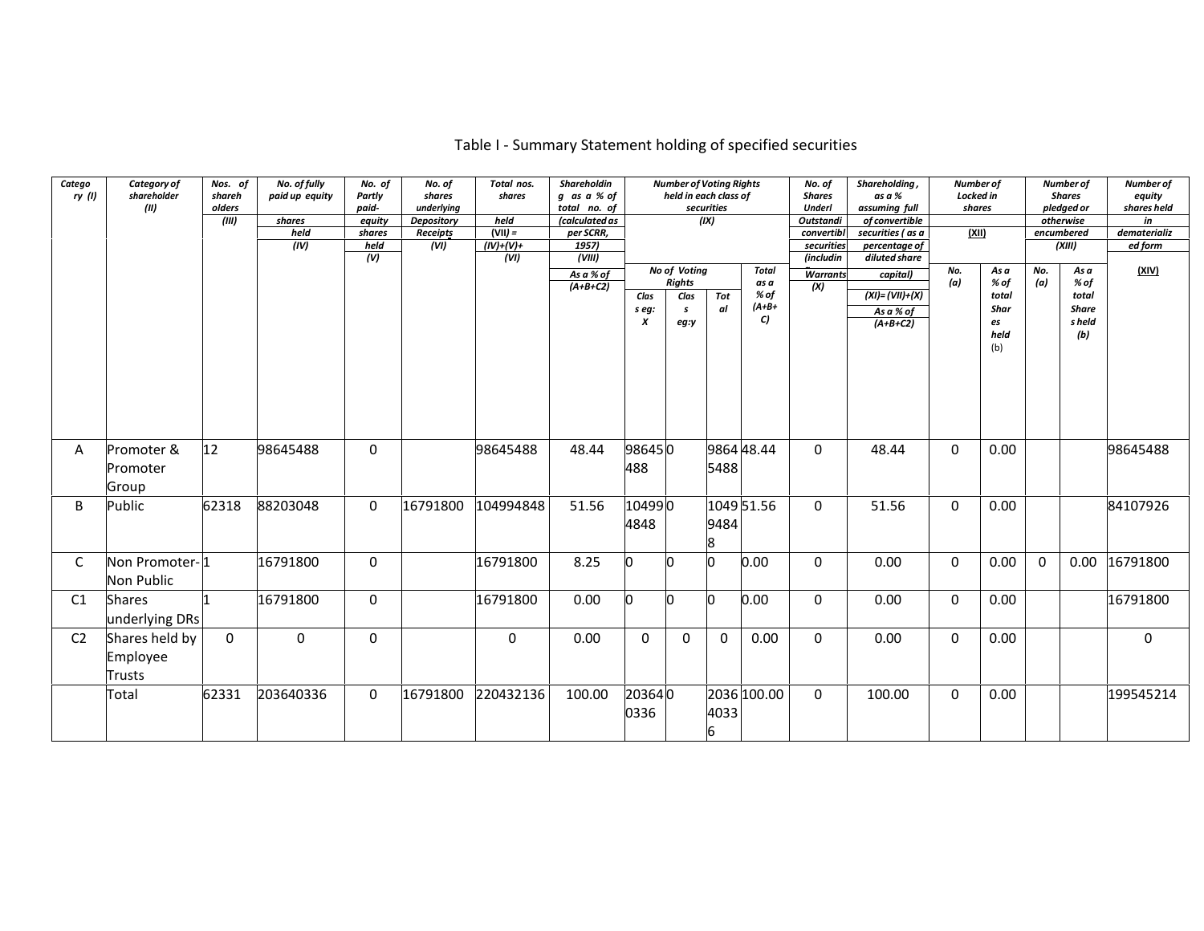# Table I - Summary Statement holding of specified securities

| Category (I) | Category of shareholder (II) | Nos. of shareholders (III) | No. of fully paid up equity shares held (IV) | No. of Partly paid-up equity shares held (V) | No. of shares underlying Depository Receipts (VI) | Total nos. shares held (VII) = (IV)+(V)+ (VI) | Shareholding as a % of total no. of shares (calculated as per SCRR, 1957) (VIII) As a % of (A+B+C2) | Number of Voting Rights held in each class of securities (IX) | | | | No. of Shares Underlying Outstanding convertible securities (including Warrants) (X) | Shareholding, as a % assuming full conversion of convertible securities ( as a percentage of diluted share capital) (XI)= (VII)+(X) As a % of (A+B+C2) | Number of Locked in shares (XII) | | Number of Shares pledged or otherwise encumbered (XIII) | | Number of equity shares held in dematerialized form (XIV) |
|---|---|---|---|---|---|---|---|---|---|---|---|---|---|---|---|---|---|---|
| | | | | | | | | No of Voting Rights | | | Total as a % of (A+B+C) | | | No. (a) | As a % of total Shares held (b) | No. (a) | As a % of total Shares held (b) | |
| | | | | | | | | Class eg: X | Class eg:y | Total | | | | | | | | |
| A | Promoter & Promoter Group | 12 | 98645488 | 0 | | 98645488 | 48.44 | 98645488 | 0 | 98645488 | 48.44 | 0 | 48.44 | 0 | 0.00 | | | 98645488 |
| B | Public | 62318 | 88203048 | 0 | 16791800 | 104994848 | 51.56 | 104994848 | 0 | 104994848 | 51.56 | 0 | 51.56 | 0 | 0.00 | | | 84107926 |
| C | Non Promoter- Non Public | 1 | 16791800 | 0 | | 16791800 | 8.25 | 0 | 0 | 0 | 0.00 | 0 | 0.00 | 0 | 0.00 | 0 | 0.00 | 16791800 |
| C1 | Shares underlying DRs | 1 | 16791800 | 0 | | 16791800 | 0.00 | 0 | 0 | 0 | 0.00 | 0 | 0.00 | 0 | 0.00 | | | 16791800 |
| C2 | Shares held by Employee Trusts | 0 | 0 | 0 | | 0 | 0.00 | 0 | 0 | 0 | 0.00 | 0 | 0.00 | 0 | 0.00 | | | 0 |
| | Total | 62331 | 203640336 | 0 | 16791800 | 220432136 | 100.00 | 203640336 | 0 | 203640336 | 100.00 | 0 | 100.00 | 0 | 0.00 | | | 199545214 |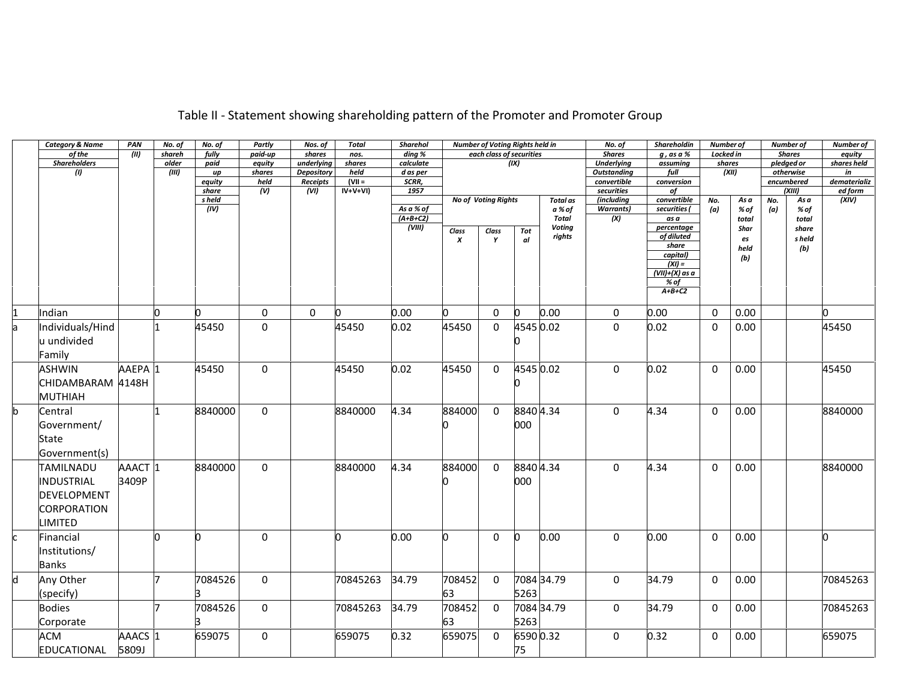# Table II - Statement showing shareholding pattern of the Promoter and Promoter Group

| | Category & Name of the Shareholders (I) | PAN (II) | No. of shareholder (III) | No. of fully paid up equity shares held (IV) | Partly paid-up equity shares held (V) | Nos. of shares underlying Depository Receipts (VI) | Total nos. shares held (VII = IV+V+VI) | Shareholding % calculated as per SCRR, 1957 As a % of (A+B+C2) (VIII) | Number of Voting Rights held in each class of securities (IX) | | | | No. of Shares Underlying Outstanding convertible securities (including Warrants) (X) | Shareholding , as a % assuming full conversion of convertible securities ( as a percentage of diluted share capital) (XI) = (VII)+(X) as a % of A+B+C2 | Number of Locked in shares (XII) | | Number of Shares pledged or otherwise encumbered (XIII) | | Number of equity shares held in dematerialized form (XIV) |
|---|---|---|---|---|---|---|---|---|---|---|---|---|---|---|---|---|---|---|---|
| | | | | | | | | | No of Voting Rights | | | Total as a % of Total Voting rights | | | No. (a) | As a % of total Shares held (b) | No. (a) | As a % of total shares held (b) | |
| | | | | | | | | | Class X | Class Y | Total | | | | | | | | |
| 1 | Indian | | 0 | 0 | 0 | 0 | 0 | 0.00 | 0 | 0 | 0 | 0.00 | 0 | 0.00 | 0 | 0.00 | | | 0 |
| a | Individuals/Hindu undivided Family | | 1 | 45450 | 0 | | 45450 | 0.02 | 45450 | 0 | 45450 | 0.02 | 0 | 0.02 | 0 | 0.00 | | | 45450 |
| | ASHWIN CHIDAMBARAM MUTHIAH | AAEPA4148H | 1 | 45450 | 0 | | 45450 | 0.02 | 45450 | 0 | 45450 | 0.02 | 0 | 0.02 | 0 | 0.00 | | | 45450 |
| b | Central Government/ State Government(s) | | 1 | 8840000 | 0 | | 8840000 | 4.34 | 8840000 | 0 | 8840000 | 4.34 | 0 | 4.34 | 0 | 0.00 | | | 8840000 |
| | TAMILNADU INDUSTRIAL DEVELOPMENT CORPORATION LIMITED | AAACT3409P | 1 | 8840000 | 0 | | 8840000 | 4.34 | 8840000 | 0 | 8840000 | 4.34 | 0 | 4.34 | 0 | 0.00 | | | 8840000 |
| c | Financial Institutions/ Banks | | 0 | 0 | 0 | | 0 | 0.00 | 0 | 0 | 0 | 0.00 | 0 | 0.00 | 0 | 0.00 | | | 0 |
| d | Any Other (specify) | | 7 | 70845263 | 0 | | 70845263 | 34.79 | 70845263 | 0 | 70845263 | 34.79 | 0 | 34.79 | 0 | 0.00 | | | 70845263 |
| | Bodies Corporate | | 7 | 70845263 | 0 | | 70845263 | 34.79 | 70845263 | 0 | 70845263 | 34.79 | 0 | 34.79 | 0 | 0.00 | | | 70845263 |
| | ACM EDUCATIONAL | AAACS5809J | 1 | 659075 | 0 | | 659075 | 0.32 | 659075 | 0 | 659075 | 0.32 | 0 | 0.32 | 0 | 0.00 | | | 659075 |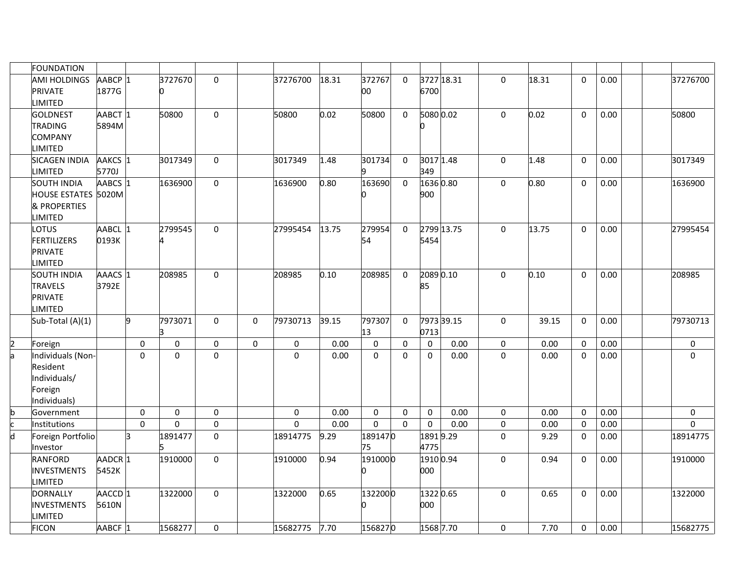| | FOUNDATION | | | | | | | | | | | | | | | | | | |
|---|---|---|---|---|---|---|---|---|---|---|---|---|---|---|---|---|---|---|---|
| | AMI HOLDINGS PRIVATE LIMITED | AABCP1877G | 1 | 37276700 | 0 | | 37276700 | 18.31 | 37276700 | 0 | 37276700 | 18.31 | 0 | 18.31 | 0 | 0.00 | | | 37276700 |
| | GOLDNEST TRADING COMPANY LIMITED | AABCT5894M | 1 | 50800 | 0 | | 50800 | 0.02 | 50800 | 0 | 50800 | 0.02 | 0 | 0.02 | 0 | 0.00 | | | 50800 |
| | SICAGEN INDIA LIMITED | AAKCS5770J | 1 | 3017349 | 0 | | 3017349 | 1.48 | 3017349 | 0 | 3017349 | 1.48 | 0 | 1.48 | 0 | 0.00 | | | 3017349 |
| | SOUTH INDIA HOUSE ESTATES & PROPERTIES LIMITED | AABCS5020M | 1 | 1636900 | 0 | | 1636900 | 0.80 | 1636900 | 0 | 1636900 | 0.80 | 0 | 0.80 | 0 | 0.00 | | | 1636900 |
| | LOTUS FERTILIZERS PRIVATE LIMITED | AABCL0193K | 1 | 27995454 | 0 | | 27995454 | 13.75 | 27995454 | 0 | 27995454 | 13.75 | 0 | 13.75 | 0 | 0.00 | | | 27995454 |
| | SOUTH INDIA TRAVELS PRIVATE LIMITED | AAACS3792E | 1 | 208985 | 0 | | 208985 | 0.10 | 208985 | 0 | 208985 | 0.10 | 0 | 0.10 | 0 | 0.00 | | | 208985 |
| | Sub-Total (A)(1) | | 9 | 79730713 | 0 | 0 | 79730713 | 39.15 | 79730713 | 0 | 79730713 | 39.15 | 0 | 39.15 | 0 | 0.00 | | | 79730713 |
| 2 | Foreign | | 0 | 0 | 0 | 0 | 0 | 0.00 | 0 | 0 | 0 | 0.00 | 0 | 0.00 | 0 | 0.00 | | | 0 |
| a | Individuals (Non-Resident Individuals/ Foreign Individuals) | | 0 | 0 | 0 | | 0 | 0.00 | 0 | 0 | 0 | 0.00 | 0 | 0.00 | 0 | 0.00 | | | 0 |
| b | Government | | 0 | 0 | 0 | | 0 | 0.00 | 0 | 0 | 0 | 0.00 | 0 | 0.00 | 0 | 0.00 | | | 0 |
| c | Institutions | | 0 | 0 | 0 | | 0 | 0.00 | 0 | 0 | 0 | 0.00 | 0 | 0.00 | 0 | 0.00 | | | 0 |
| d | Foreign Portfolio Investor | | 3 | 18914775 | 0 | | 18914775 | 9.29 | 18914775 | 0 | 18914775 | 9.29 | 0 | 9.29 | 0 | 0.00 | | | 18914775 |
| | RANFORD INVESTMENTS LIMITED | AADCR5452K | 1 | 1910000 | 0 | | 1910000 | 0.94 | 1910000 | 0 | 1910000 | 0.94 | 0 | 0.94 | 0 | 0.00 | | | 1910000 |
| | DORNALLY INVESTMENTS LIMITED | AACCD5610N | 1 | 1322000 | 0 | | 1322000 | 0.65 | 1322000 | 0 | 1322000 | 0.65 | 0 | 0.65 | 0 | 0.00 | | | 1322000 |
| | FICON | AABCF | 1 | 1568277 | 0 | | 15682775 | 7.70 | 156827 | 0 | 1568 | 7.70 | 0 | 7.70 | 0 | 0.00 | | | 15682775 |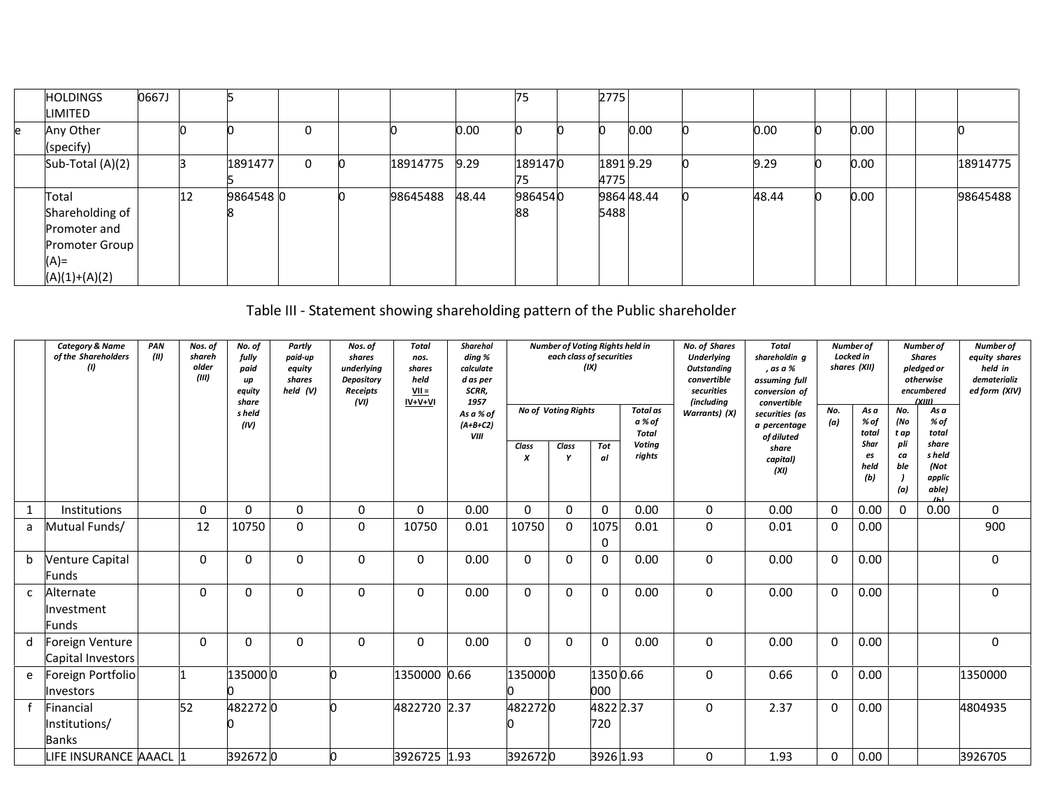| | | | | | | | | | | | | | | | | | | | |
|---|---|---|---|---|---|---|---|---|---|---|---|---|---|---|---|---|---|---|---|
| | HOLDINGS LIMITED | 0667J | | 5 | | | | | 75 | | 2775 | | | | | | | | |
| e | Any Other (specify) | | 0 | 0 | 0 | | 0 | 0.00 | 0 | 0 | 0 | 0.00 | 0 | 0.00 | 0 | 0.00 | | | 0 |
| | Sub-Total (A)(2) | | 3 | 18914775 | 0 | 0 | 18914775 | 9.29 | 18914775 | 0 | 18914775 | 9.29 | 0 | 9.29 | 0 | 0.00 | | | 18914775 |
| | Total Shareholding of Promoter and Promoter Group (A)= (A)(1)+(A)(2) | | 12 | 98645488 | 0 | 0 | 98645488 | 48.44 | 98645488 | 0 | 98645488 | 48.44 | 0 | 48.44 | 0 | 0.00 | | | 98645488 |

Table III - Statement showing shareholding pattern of the Public shareholder

| | Category & Name of the Shareholders (I) | PAN (II) | Nos. of shareholder (III) | No. of fully paid up equity shares held (IV) | Partly paid-up equity shares held (V) | Nos. of shares underlying Depository Receipts (VI) | Total nos. shares held VII = IV+V+VI | Shareholding % calculated as per SCRR, 1957 As a % of (A+B+C2) VIII | Number of Voting Rights held in each class of securities (IX) | | | | No. of Shares Underlying Outstanding convertible securities (including Warrants) (X) | Total shareholding , as a % assuming full conversion of convertible securities (as a percentage of diluted share capital) (XI) | Number of Locked in shares (XII) | | Number of Shares pledged or otherwise encumbered (XIII) | | Number of equity shares held in dematerialized form (XIV) |
|---|---|---|---|---|---|---|---|---|---|---|---|---|---|---|---|---|---|---|---|
| | | | | | | | | | No of Voting Rights | | | Total as a % of Total Voting rights | | | No. (a) | As a % of total Shares held (b) | No. (Not applicable) (a) | As a % of total shares held (Not applicable) (b) | |
| | | | | | | | | | Class X | Class Y | Total | | | | | | | | |
| 1 | Institutions | | 0 | 0 | 0 | 0 | 0 | 0.00 | 0 | 0 | 0 | 0.00 | 0 | 0.00 | 0 | 0.00 | 0 | 0.00 | 0 |
| a | Mutual Funds/ | | 12 | 10750 | 0 | 0 | 10750 | 0.01 | 10750 | 0 | 10750 | 0.01 | 0 | 0.01 | 0 | 0.00 | | | 900 |
| b | Venture Capital Funds | | 0 | 0 | 0 | 0 | 0 | 0.00 | 0 | 0 | 0 | 0.00 | 0 | 0.00 | 0 | 0.00 | | | 0 |
| c | Alternate Investment Funds | | 0 | 0 | 0 | 0 | 0 | 0.00 | 0 | 0 | 0 | 0.00 | 0 | 0.00 | 0 | 0.00 | | | 0 |
| d | Foreign Venture Capital Investors | | 0 | 0 | 0 | 0 | 0 | 0.00 | 0 | 0 | 0 | 0.00 | 0 | 0.00 | 0 | 0.00 | | | 0 |
| e | Foreign Portfolio Investors | | 1 | 1350000 | 0 | 0 | 1350000 | 0.66 | 1350000 | 0 | 1350000 | 0.66 | 0 | 0.66 | 0 | 0.00 | | | 1350000 |
| f | Financial Institutions/ Banks | | 52 | 4822720 | 0 | 0 | 4822720 | 2.37 | 4822720 | 0 | 4822720 | 2.37 | 0 | 2.37 | 0 | 0.00 | | | 4804935 |
| | LIFE INSURANCE | AAACL | 1 | 392672 | 0 | 0 | 3926725 | 1.93 | 392672 | 0 | 3926 | 1.93 | 0 | 1.93 | 0 | 0.00 | | | 3926705 |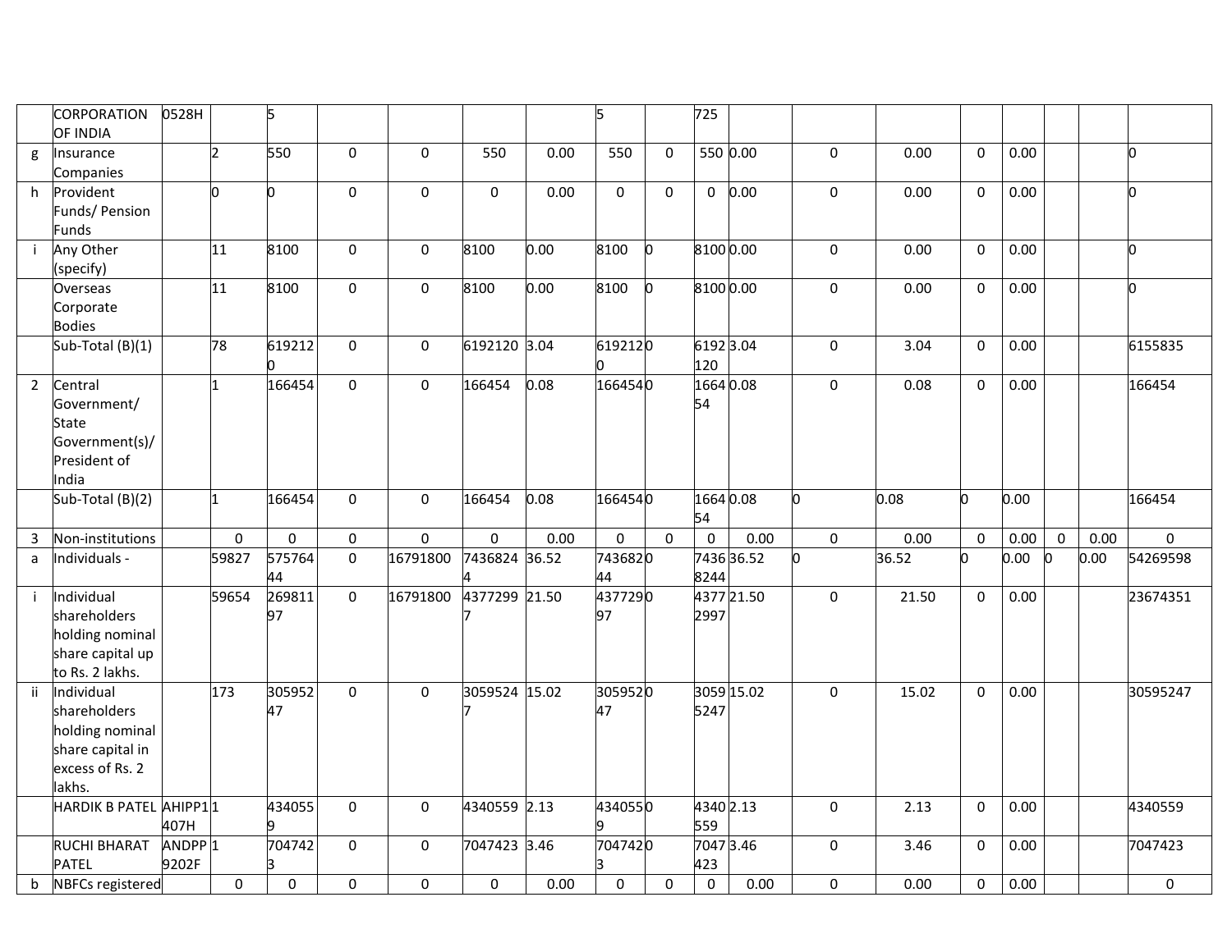| | | | | | | | | | | | | | | | | | | | |
|---|---|---|---|---|---|---|---|---|---|---|---|---|---|---|---|---|---|---|---|
| | CORPORATION OF INDIA | 0528H | | 5 | | | | | 5 | | 725 | | | | | | | | |
| g | Insurance Companies | | 2 | 550 | 0 | 0 | 550 | 0.00 | 550 | 0 | 550 | 0.00 | 0 | 0.00 | 0 | 0.00 | | | 0 |
| h | Provident Funds/ Pension Funds | | 0 | 0 | 0 | 0 | 0 | 0.00 | 0 | 0 | 0 | 0.00 | 0 | 0.00 | 0 | 0.00 | | | 0 |
| i | Any Other (specify) | | 11 | 8100 | 0 | 0 | 8100 | 0.00 | 8100 | 0 | 8100 | 0.00 | 0 | 0.00 | 0 | 0.00 | | | 0 |
| | Overseas Corporate Bodies | | 11 | 8100 | 0 | 0 | 8100 | 0.00 | 8100 | 0 | 8100 | 0.00 | 0 | 0.00 | 0 | 0.00 | | | 0 |
| | Sub-Total (B)(1) | | 78 | 6192120 | 0 | 0 | 6192120 | 3.04 | 6192120 | 0 | 6192120 | 3.04 | 0 | 3.04 | 0 | 0.00 | | | 6155835 |
| 2 | Central Government/ State Government(s)/ President of India | | 1 | 166454 | 0 | 0 | 166454 | 0.08 | 166454 | 0 | 166454 | 0.08 | 0 | 0.08 | 0 | 0.00 | | | 166454 |
| | Sub-Total (B)(2) | | 1 | 166454 | 0 | 0 | 166454 | 0.08 | 166454 | 0 | 166454 | 0.08 | 0 | 0.08 | 0 | 0.00 | | | 166454 |
| 3 | Non-institutions | | 0 | 0 | 0 | 0 | 0 | 0.00 | 0 | 0 | 0 | 0.00 | 0 | 0.00 | 0 | 0.00 | 0 | 0.00 | 0 |
| a | Individuals - | | 59827 | 57576444 | 0 | 16791800 | 74368244 | 36.52 | 74368244 | 0 | 74368244 | 36.52 | 0 | 36.52 | 0 | 0.00 | 0 | 0.00 | 54269598 |
| i | Individual shareholders holding nominal share capital up to Rs. 2 lakhs. | | 59654 | 26981197 | 0 | 16791800 | 43772997 | 21.50 | 43772997 | 0 | 43772997 | 21.50 | 0 | 21.50 | 0 | 0.00 | | | 23674351 |
| ii | Individual shareholders holding nominal share capital in excess of Rs. 2 lakhs. | | 173 | 30595247 | 0 | 0 | 30595247 | 15.02 | 30595247 | 0 | 30595247 | 15.02 | 0 | 15.02 | 0 | 0.00 | | | 30595247 |
| | HARDIK B PATEL | AHIPP1407H | 1 | 4340559 | 0 | 0 | 4340559 | 2.13 | 4340559 | 0 | 4340559 | 2.13 | 0 | 2.13 | 0 | 0.00 | | | 4340559 |
| | RUCHI BHARAT PATEL | ANDPP9202F | 1 | 7047423 | 0 | 0 | 7047423 | 3.46 | 7047423 | 0 | 7047423 | 3.46 | 0 | 3.46 | 0 | 0.00 | | | 7047423 |
| b | NBFCs registered | | 0 | 0 | 0 | 0 | 0 | 0.00 | 0 | 0 | 0 | 0.00 | 0 | 0.00 | 0 | 0.00 | | | 0 |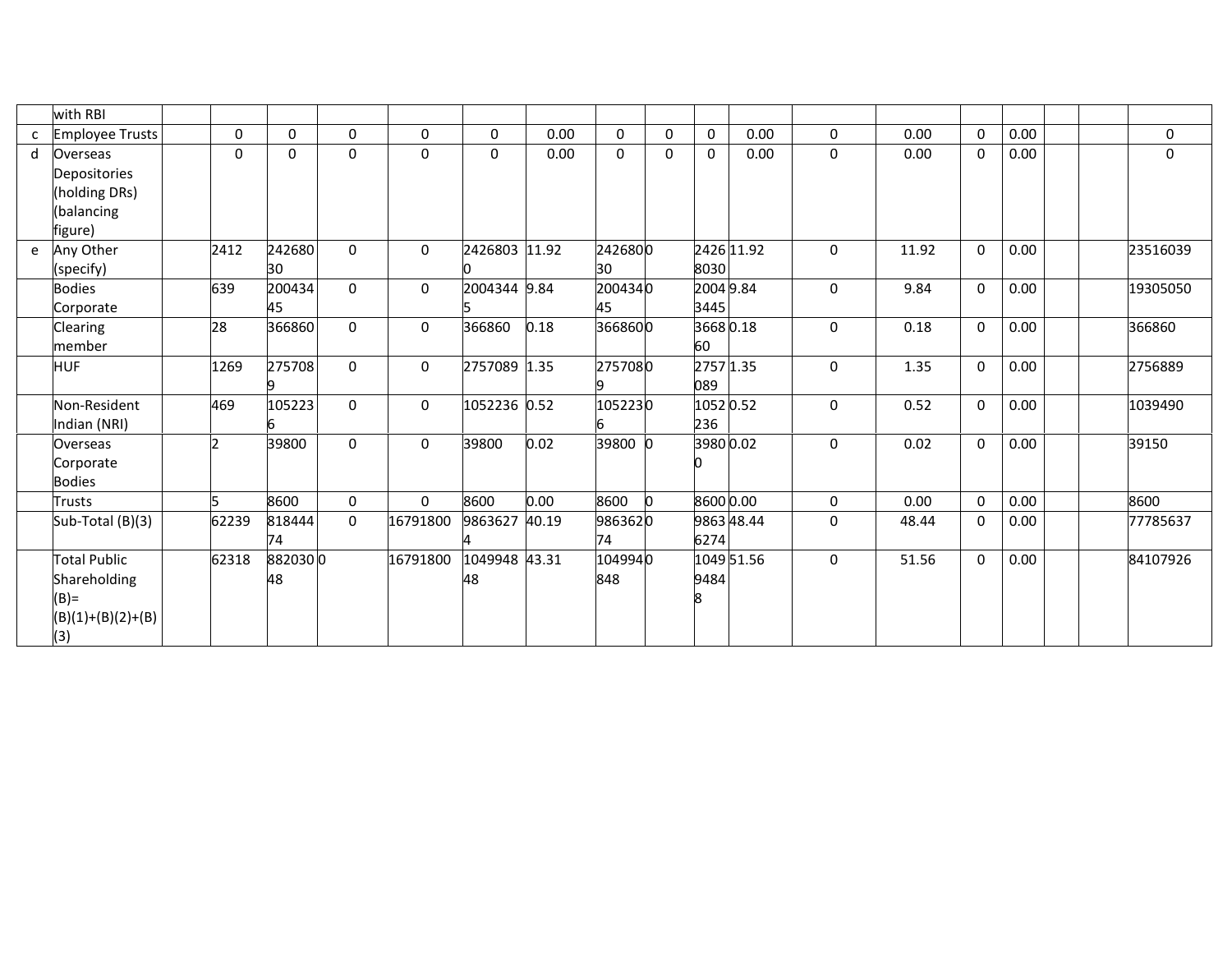| | | | | | | | | | | | | | | | | | | | |
|---|---|---|---|---|---|---|---|---|---|---|---|---|---|---|---|---|---|---|---|
| | with RBI | | | | | | | | | | | | | | | | | | |
| c | Employee Trusts | | 0 | 0 | 0 | 0 | 0 | 0.00 | 0 | 0 | 0 | 0.00 | 0 | 0.00 | 0 | 0.00 | | | 0 |
| d | Overseas Depositories (holding DRs) (balancing figure) | | 0 | 0 | 0 | 0 | 0 | 0.00 | 0 | 0 | 0 | 0.00 | 0 | 0.00 | 0 | 0.00 | | | 0 |
| e | Any Other (specify) | | 2412 | 24268030 | 0 | 0 | 24268030 | 11.92 | 24268030 | 0 | 24268030 | 11.92 | 0 | 11.92 | 0 | 0.00 | | | 23516039 |
| | Bodies Corporate | | 639 | 20043445 | 0 | 0 | 20043445 | 9.84 | 20043445 | 0 | 20043445 | 9.84 | 0 | 9.84 | 0 | 0.00 | | | 19305050 |
| | Clearing member | | 28 | 366860 | 0 | 0 | 366860 | 0.18 | 366860 | 0 | 366860 | 0.18 | 0 | 0.18 | 0 | 0.00 | | | 366860 |
| | HUF | | 1269 | 2757089 | 0 | 0 | 2757089 | 1.35 | 2757089 | 0 | 2757089 | 1.35 | 0 | 1.35 | 0 | 0.00 | | | 2756889 |
| | Non-Resident Indian (NRI) | | 469 | 1052236 | 0 | 0 | 1052236 | 0.52 | 1052236 | 0 | 1052236 | 0.52 | 0 | 0.52 | 0 | 0.00 | | | 1039490 |
| | Overseas Corporate Bodies | | 2 | 39800 | 0 | 0 | 39800 | 0.02 | 39800 | 0 | 39800 | 0.02 | 0 | 0.02 | 0 | 0.00 | | | 39150 |
| | Trusts | | 5 | 8600 | 0 | 0 | 8600 | 0.00 | 8600 | 0 | 8600 | 0.00 | 0 | 0.00 | 0 | 0.00 | | | 8600 |
| | Sub-Total (B)(3) | | 62239 | 81844474 | 0 | 16791800 | 98636274 | 40.19 | 98636274 | 0 | 98636274 | 48.44 | 0 | 48.44 | 0 | 0.00 | | | 77785637 |
| | Total Public Shareholding (B)= (B)(1)+(B)(2)+(B)(3) | | 62318 | 88203048 | 0 | 16791800 | 104994848 | 43.31 | 104994848 | 0 | 104994848 | 51.56 | 0 | 51.56 | 0 | 0.00 | | | 84107926 |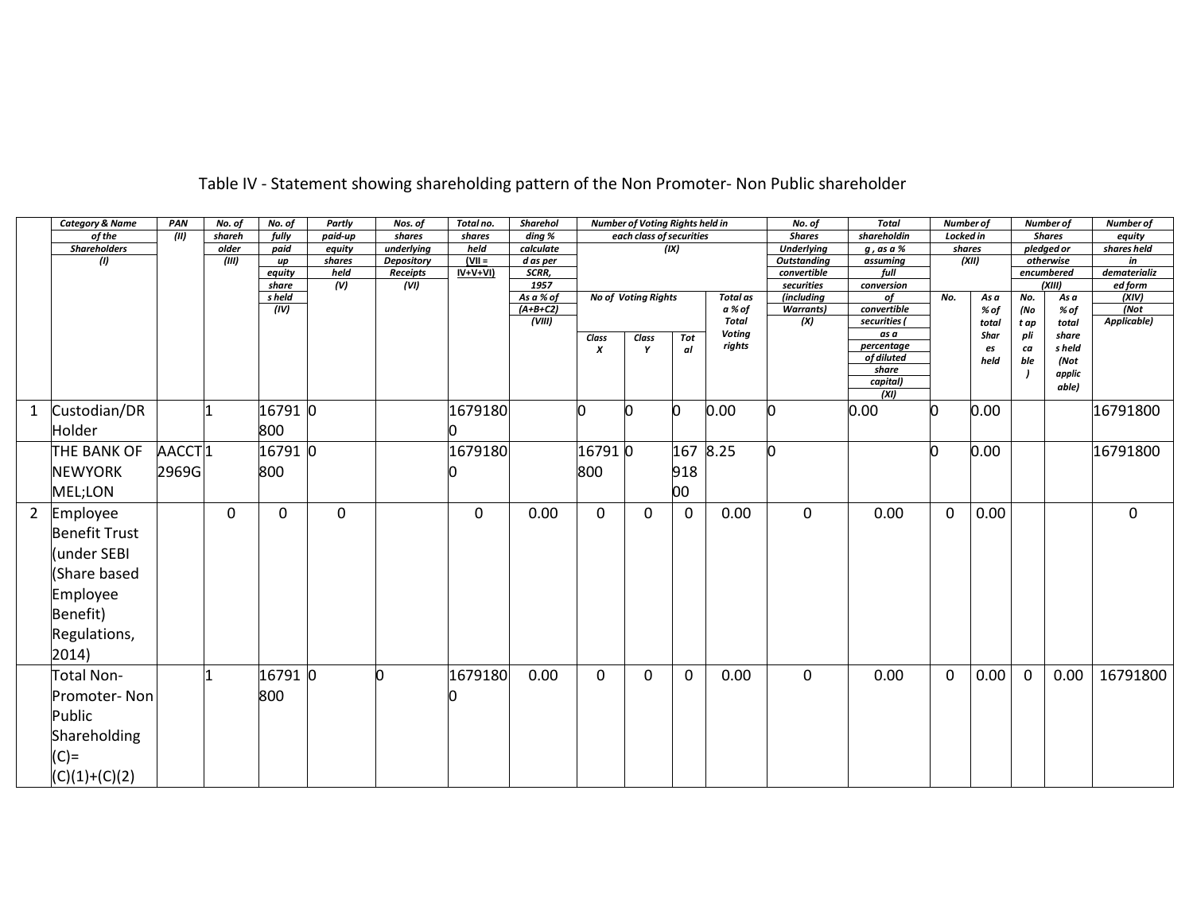# Table IV - Statement showing shareholding pattern of the Non Promoter- Non Public shareholder

| | Category & Name of the Shareholders (I) | PAN (II) | No. of shareholder (III) | No. of fully paid up equity shares held (IV) | Partly paid-up equity shares held (V) | Nos. of shares underlying Depository Receipts (VI) | Total no. shares held (VII = IV+V+VI) | Shareholding % calculated as per SCRR, 1957 As a % of (A+B+C2) (VIII) | Number of Voting Rights held in each class of securities (IX) | | | | No. of Shares Underlying Outstanding convertible securities (including Warrants) (X) | Total shareholding , as a % assuming full conversion of convertible securities ( as a percentage of diluted share capital) (XI) | Number of Locked in shares (XII) | | Number of Shares pledged or otherwise encumbered (XIII) | | Number of equity shares held in dematerialized form (XIV) (Not Applicable) |
|---|---|---|---|---|---|---|---|---|---|---|---|---|---|---|---|---|---|---|---|
| | | | | | | | | | No of Voting Rights | | | Total as a % of Total Voting rights | | | No. | As a % of total Shares held | No. (Not applicable) | As a % of total shares held (Not applicable) | |
| | | | | | | | | | Class X | Class Y | Total | | | | | | | | |
| 1 | Custodian/DR Holder | | 1 | 16791800 | 0 | | 16791800 | | 0 | 0 | 0 | 0.00 | 0 | 0.00 | 0 | 0.00 | | | 16791800 |
| | THE BANK OF NEWYORK MEL;LON | AACCT2969G | 1 | 16791800 | 0 | | 16791800 | | 16791800 | 0 | 16791800 | 8.25 | 0 | | 0 | 0.00 | | | 16791800 |
| 2 | Employee Benefit Trust (under SEBI (Share based Employee Benefit) Regulations, 2014) | | 0 | 0 | 0 | | 0 | 0.00 | 0 | 0 | 0 | 0.00 | 0 | 0.00 | 0 | 0.00 | | | 0 |
| | Total Non-Promoter- Non Public Shareholding (C)= (C)(1)+(C)(2) | | 1 | 16791800 | 0 | 0 | 16791800 | 0.00 | 0 | 0 | 0 | 0.00 | 0 | 0.00 | 0 | 0.00 | 0 | 0.00 | 16791800 |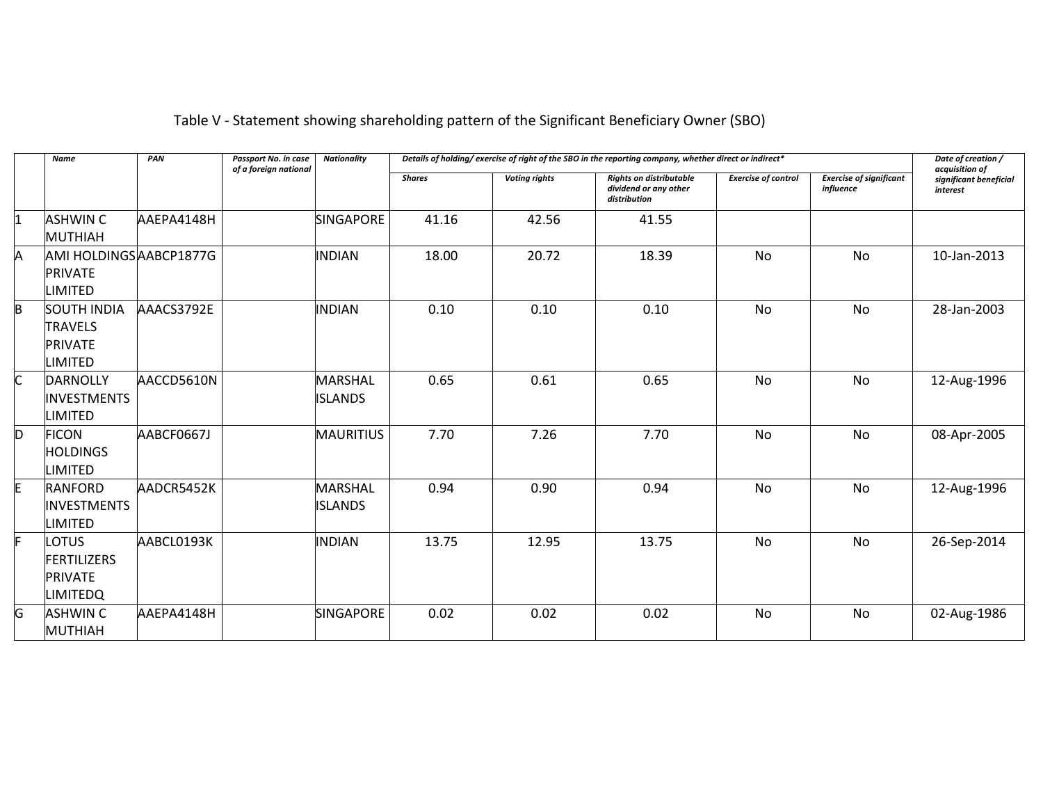Table V - Statement showing shareholding pattern of the Significant Beneficiary Owner (SBO)

| | *Name* | *PAN* | *Passport No. in case of a foreign national* | *Nationality* | *Details of holding/ exercise of right of the SBO in the reporting company, whether direct or indirect** | | | | | *Date of creation / acquisition of significant beneficial interest* |
|---|---|---|---|---|---|---|---|---|---|---|
| | | | | | *Shares* | *Voting rights* | *Rights on distributable dividend or any other distribution* | *Exercise of control* | *Exercise of significant influence* | |
| 1 | ASHWIN C MUTHIAH | AAEPA4148H | | SINGAPORE | 41.16 | 42.56 | 41.55 | | | |
| A | AMI HOLDINGS PRIVATE LIMITED | AABCP1877G | | INDIAN | 18.00 | 20.72 | 18.39 | No | No | 10-Jan-2013 |
| B | SOUTH INDIA TRAVELS PRIVATE LIMITED | AAACS3792E | | INDIAN | 0.10 | 0.10 | 0.10 | No | No | 28-Jan-2003 |
| C | DARNOLLY INVESTMENTS LIMITED | AACCD5610N | | MARSHAL ISLANDS | 0.65 | 0.61 | 0.65 | No | No | 12-Aug-1996 |
| D | FICON HOLDINGS LIMITED | AABCF0667J | | MAURITIUS | 7.70 | 7.26 | 7.70 | No | No | 08-Apr-2005 |
| E | RANFORD INVESTMENTS LIMITED | AADCR5452K | | MARSHAL ISLANDS | 0.94 | 0.90 | 0.94 | No | No | 12-Aug-1996 |
| F | LOTUS FERTILIZERS PRIVATE LIMITEDQ | AABCL0193K | | INDIAN | 13.75 | 12.95 | 13.75 | No | No | 26-Sep-2014 |
| G | ASHWIN C MUTHIAH | AAEPA4148H | | SINGAPORE | 0.02 | 0.02 | 0.02 | No | No | 02-Aug-1986 |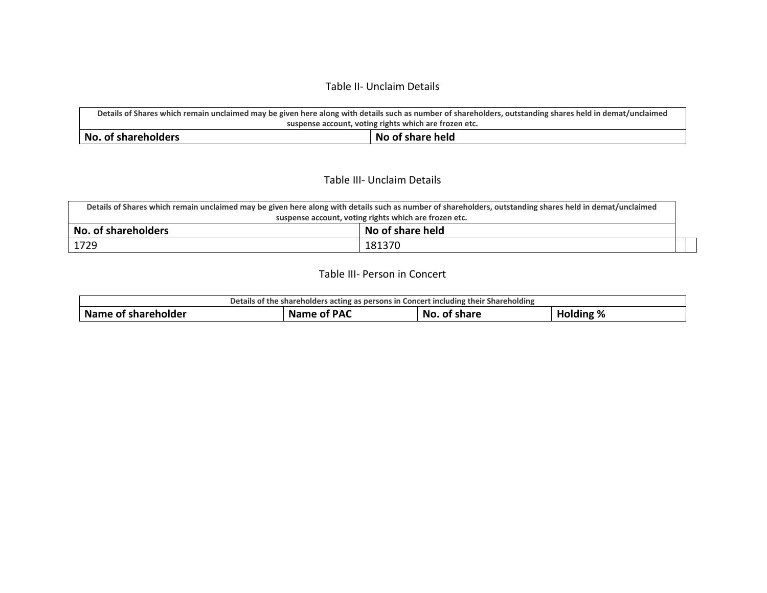## Table II- Unclaim Details

| Details of Shares which remain unclaimed may be given here along with details such as number of shareholders, outstanding shares held in demat/unclaimed suspense account, voting rights which are frozen etc. | |
|---|---|
| **No. of shareholders** | **No of share held** |

## Table III- Unclaim Details

| Details of Shares which remain unclaimed may be given here along with details such as number of shareholders, outstanding shares held in demat/unclaimed suspense account, voting rights which are frozen etc. | | | |
|---|---|---|---|
| **No. of shareholders** | **No of share held** | | |
| 1729 | 181370 | | |

## Table III- Person in Concert

| Details of the shareholders acting as persons in Concert including their Shareholding | | | |
|---|---|---|---|
| **Name of shareholder** | **Name of PAC** | **No. of share** | **Holding %** |